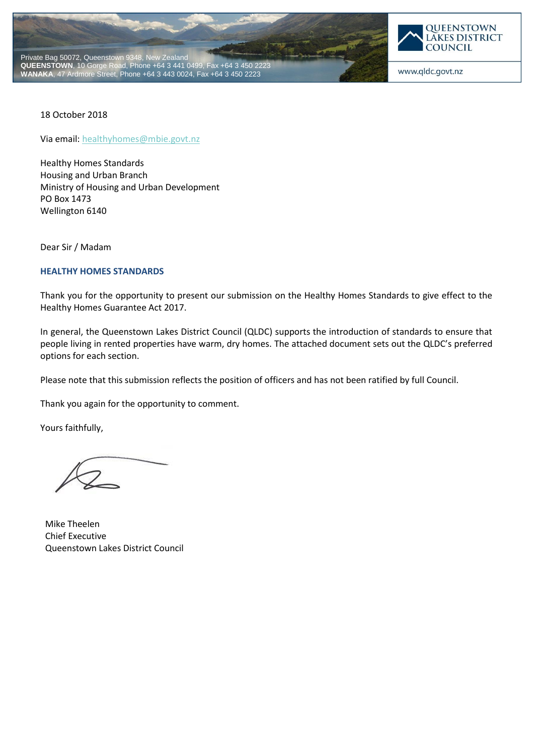Private Bag 50072, Queenstown 9348, New Zealand
**QUEENSTOWN**, 10 Gorge Road, Phone +64 3 441 0499, Fax +64 3 450 2223
**WANAKA**, 47 Ardmore Street, Phone +64 3 443 0024, Fax +64 3 450 2223

QUEENSTOWN LAKES DISTRICT COUNCIL

www.qldc.govt.nz

18 October 2018

Via email: healthyhomes@mbie.govt.nz

Healthy Homes Standards
Housing and Urban Branch
Ministry of Housing and Urban Development
PO Box 1473
Wellington 6140

Dear Sir / Madam

**HEALTHY HOMES STANDARDS**

Thank you for the opportunity to present our submission on the Healthy Homes Standards to give effect to the Healthy Homes Guarantee Act 2017.

In general, the Queenstown Lakes District Council (QLDC) supports the introduction of standards to ensure that people living in rented properties have warm, dry homes. The attached document sets out the QLDC's preferred options for each section.

Please note that this submission reflects the position of officers and has not been ratified by full Council.

Thank you again for the opportunity to comment.

Yours faithfully,

Mike Theelen
Chief Executive
Queenstown Lakes District Council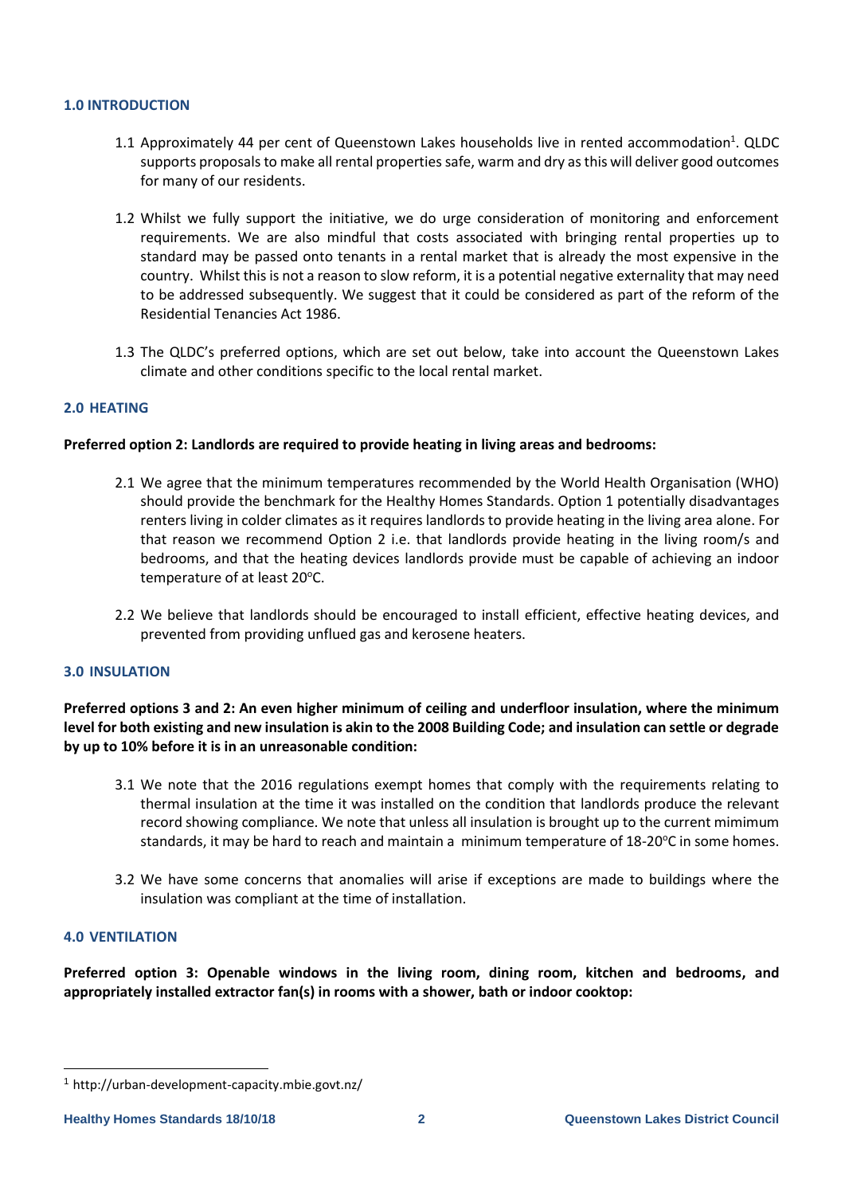## 1.0 INTRODUCTION

1.1 Approximately 44 per cent of Queenstown Lakes households live in rented accommodation[1]. QLDC supports proposals to make all rental properties safe, warm and dry as this will deliver good outcomes for many of our residents.

1.2 Whilst we fully support the initiative, we do urge consideration of monitoring and enforcement requirements. We are also mindful that costs associated with bringing rental properties up to standard may be passed onto tenants in a rental market that is already the most expensive in the country. Whilst this is not a reason to slow reform, it is a potential negative externality that may need to be addressed subsequently. We suggest that it could be considered as part of the reform of the Residential Tenancies Act 1986.

1.3 The QLDC's preferred options, which are set out below, take into account the Queenstown Lakes climate and other conditions specific to the local rental market.

## 2.0 HEATING

**Preferred option 2: Landlords are required to provide heating in living areas and bedrooms:**

2.1 We agree that the minimum temperatures recommended by the World Health Organisation (WHO) should provide the benchmark for the Healthy Homes Standards. Option 1 potentially disadvantages renters living in colder climates as it requires landlords to provide heating in the living area alone. For that reason we recommend Option 2 i.e. that landlords provide heating in the living room/s and bedrooms, and that the heating devices landlords provide must be capable of achieving an indoor temperature of at least 20$^{o}$C.

2.2 We believe that landlords should be encouraged to install efficient, effective heating devices, and prevented from providing unflued gas and kerosene heaters.

## 3.0 INSULATION

**Preferred options 3 and 2: An even higher minimum of ceiling and underfloor insulation, where the minimum level for both existing and new insulation is akin to the 2008 Building Code; and insulation can settle or degrade by up to 10% before it is in an unreasonable condition:**

3.1 We note that the 2016 regulations exempt homes that comply with the requirements relating to thermal insulation at the time it was installed on the condition that landlords produce the relevant record showing compliance. We note that unless all insulation is brought up to the current mimimum standards, it may be hard to reach and maintain a minimum temperature of 18-20$^{o}$C in some homes.

3.2 We have some concerns that anomalies will arise if exceptions are made to buildings where the insulation was compliant at the time of installation.

## 4.0 VENTILATION

**Preferred option 3: Openable windows in the living room, dining room, kitchen and bedrooms, and appropriately installed extractor fan(s) in rooms with a shower, bath or indoor cooktop:**

---

[1] http://urban-development-capacity.mbie.govt.nz/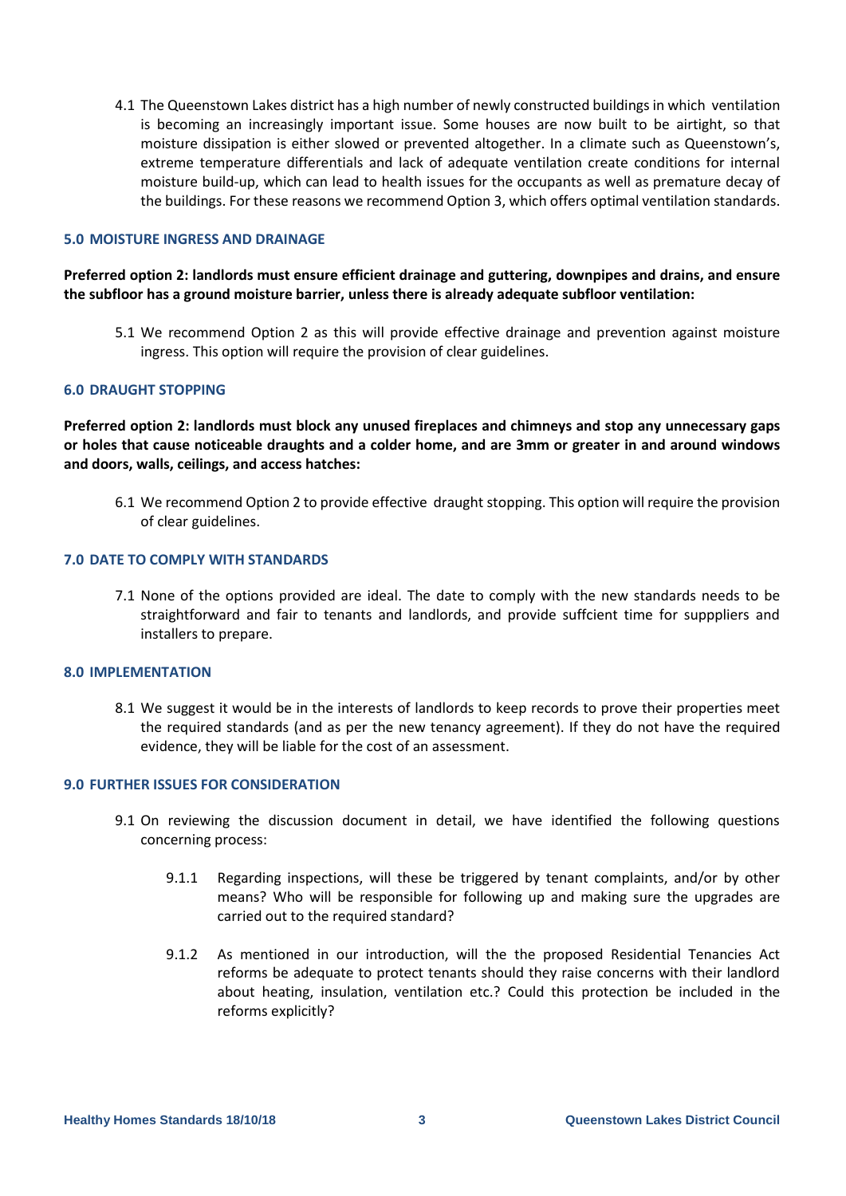4.1 The Queenstown Lakes district has a high number of newly constructed buildings in which ventilation is becoming an increasingly important issue. Some houses are now built to be airtight, so that moisture dissipation is either slowed or prevented altogether. In a climate such as Queenstown's, extreme temperature differentials and lack of adequate ventilation create conditions for internal moisture build-up, which can lead to health issues for the occupants as well as premature decay of the buildings. For these reasons we recommend Option 3, which offers optimal ventilation standards.

## 5.0 MOISTURE INGRESS AND DRAINAGE

**Preferred option 2: landlords must ensure efficient drainage and guttering, downpipes and drains, and ensure the subfloor has a ground moisture barrier, unless there is already adequate subfloor ventilation:**

5.1 We recommend Option 2 as this will provide effective drainage and prevention against moisture ingress. This option will require the provision of clear guidelines.

## 6.0 DRAUGHT STOPPING

**Preferred option 2: landlords must block any unused fireplaces and chimneys and stop any unnecessary gaps or holes that cause noticeable draughts and a colder home, and are 3mm or greater in and around windows and doors, walls, ceilings, and access hatches:**

6.1 We recommend Option 2 to provide effective draught stopping. This option will require the provision of clear guidelines.

## 7.0 DATE TO COMPLY WITH STANDARDS

7.1 None of the options provided are ideal. The date to comply with the new standards needs to be straightforward and fair to tenants and landlords, and provide suffcient time for supppliers and installers to prepare.

## 8.0 IMPLEMENTATION

8.1 We suggest it would be in the interests of landlords to keep records to prove their properties meet the required standards (and as per the new tenancy agreement). If they do not have the required evidence, they will be liable for the cost of an assessment.

## 9.0 FURTHER ISSUES FOR CONSIDERATION

9.1 On reviewing the discussion document in detail, we have identified the following questions concerning process:

9.1.1 Regarding inspections, will these be triggered by tenant complaints, and/or by other means? Who will be responsible for following up and making sure the upgrades are carried out to the required standard?

9.1.2 As mentioned in our introduction, will the the proposed Residential Tenancies Act reforms be adequate to protect tenants should they raise concerns with their landlord about heating, insulation, ventilation etc.? Could this protection be included in the reforms explicitly?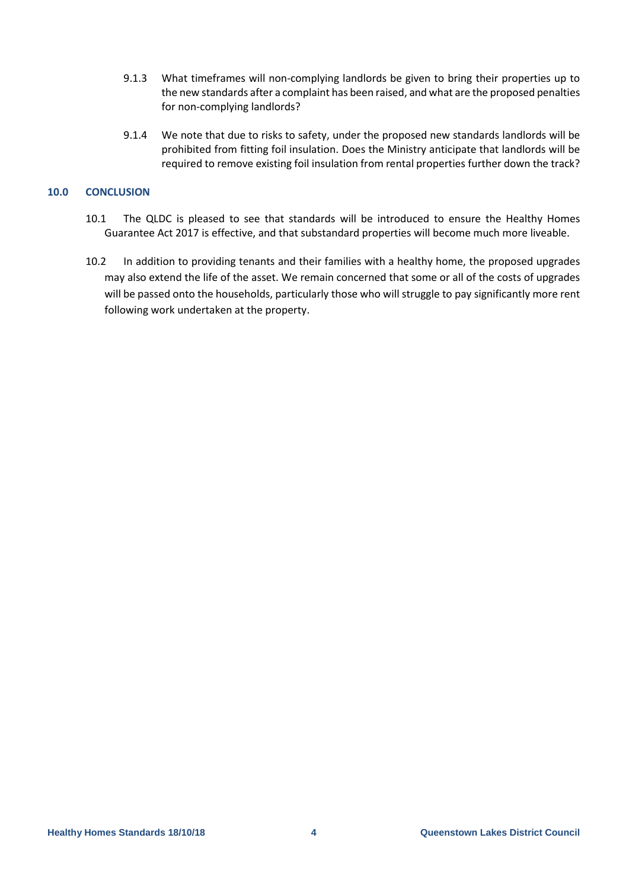9.1.3 What timeframes will non-complying landlords be given to bring their properties up to the new standards after a complaint has been raised, and what are the proposed penalties for non-complying landlords?

9.1.4 We note that due to risks to safety, under the proposed new standards landlords will be prohibited from fitting foil insulation. Does the Ministry anticipate that landlords will be required to remove existing foil insulation from rental properties further down the track?

## 10.0 CONCLUSION

10.1 The QLDC is pleased to see that standards will be introduced to ensure the Healthy Homes Guarantee Act 2017 is effective, and that substandard properties will become much more liveable.

10.2 In addition to providing tenants and their families with a healthy home, the proposed upgrades may also extend the life of the asset. We remain concerned that some or all of the costs of upgrades will be passed onto the households, particularly those who will struggle to pay significantly more rent following work undertaken at the property.